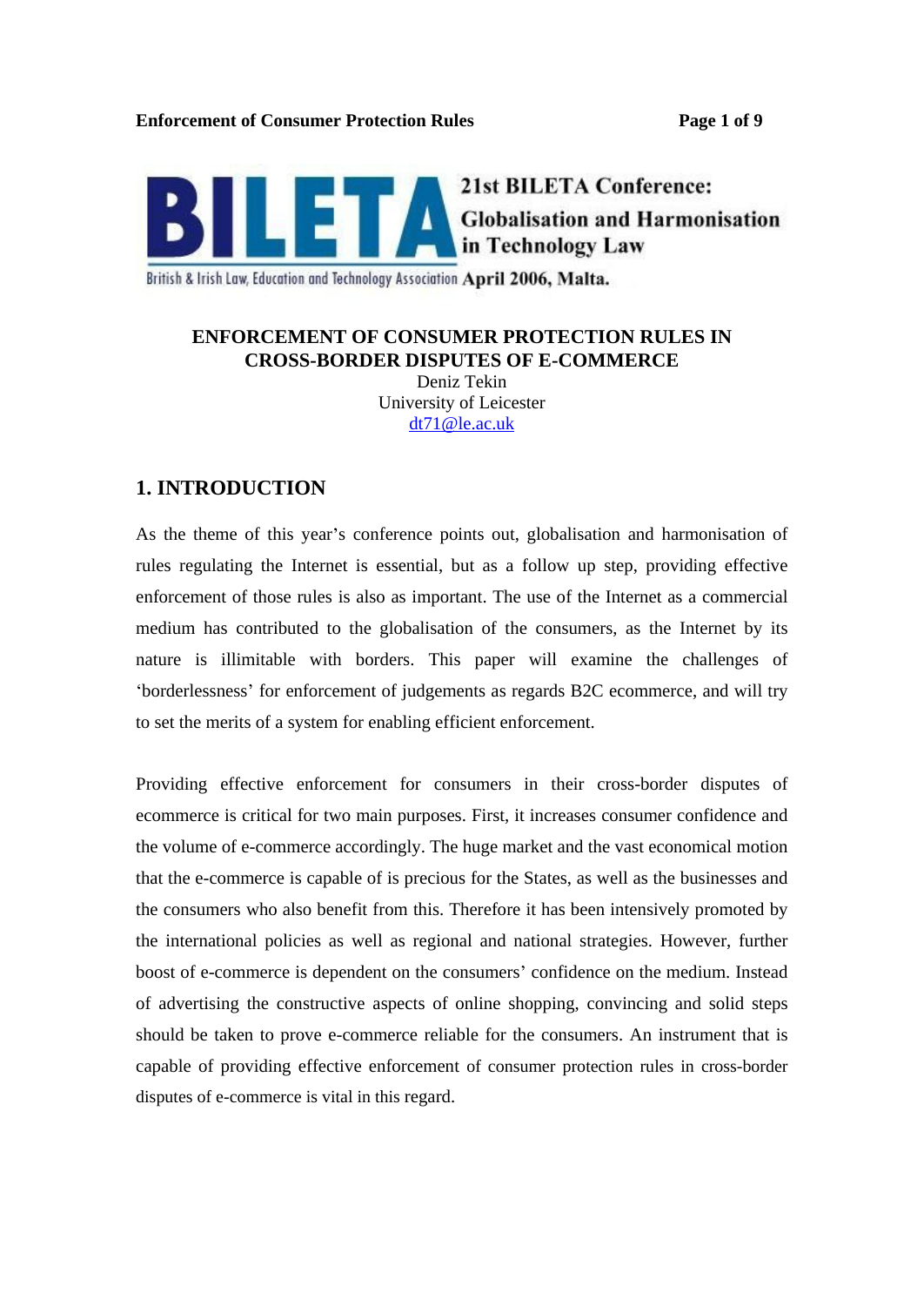21st BILETA Conference: Globalisation and Harmonisation in Technology Law

British & Irish Law, Education and Technology Association April 2006, Malta.

# ENFORCEMENT OF CONSUMER PROTECTION RULES IN CROSS-BORDER DISPUTES OF E-COMMERCE

Deniz Tekin
University of Leicester
dt71@le.ac.uk

## 1. INTRODUCTION

As the theme of this year's conference points out, globalisation and harmonisation of rules regulating the Internet is essential, but as a follow up step, providing effective enforcement of those rules is also as important. The use of the Internet as a commercial medium has contributed to the globalisation of the consumers, as the Internet by its nature is illimitable with borders. This paper will examine the challenges of 'borderlessness' for enforcement of judgements as regards B2C ecommerce, and will try to set the merits of a system for enabling efficient enforcement.

Providing effective enforcement for consumers in their cross-border disputes of ecommerce is critical for two main purposes. First, it increases consumer confidence and the volume of e-commerce accordingly. The huge market and the vast economical motion that the e-commerce is capable of is precious for the States, as well as the businesses and the consumers who also benefit from this. Therefore it has been intensively promoted by the international policies as well as regional and national strategies. However, further boost of e-commerce is dependent on the consumers' confidence on the medium. Instead of advertising the constructive aspects of online shopping, convincing and solid steps should be taken to prove e-commerce reliable for the consumers. An instrument that is capable of providing effective enforcement of consumer protection rules in cross-border disputes of e-commerce is vital in this regard.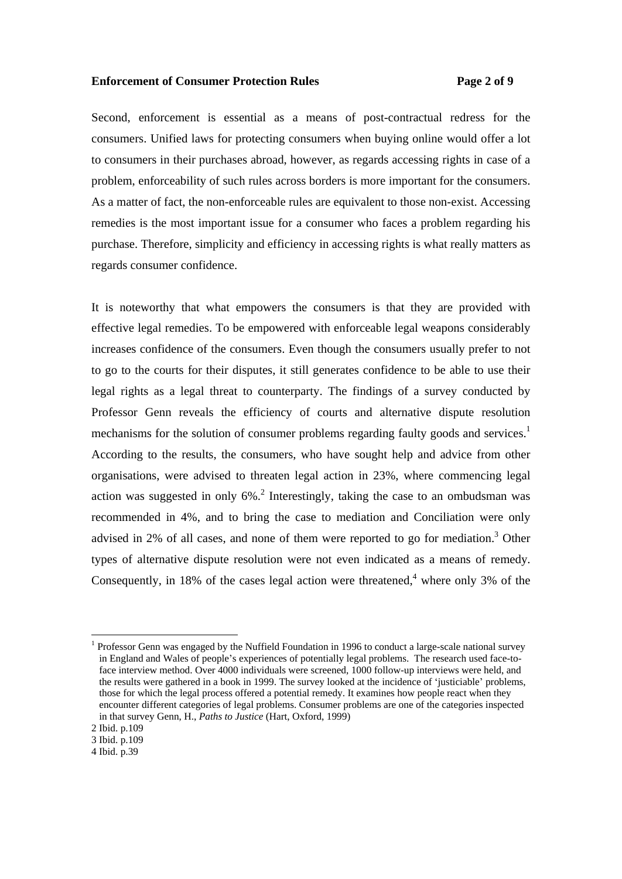Second, enforcement is essential as a means of post-contractual redress for the consumers. Unified laws for protecting consumers when buying online would offer a lot to consumers in their purchases abroad, however, as regards accessing rights in case of a problem, enforceability of such rules across borders is more important for the consumers. As a matter of fact, the non-enforceable rules are equivalent to those non-exist. Accessing remedies is the most important issue for a consumer who faces a problem regarding his purchase. Therefore, simplicity and efficiency in accessing rights is what really matters as regards consumer confidence.

It is noteworthy that what empowers the consumers is that they are provided with effective legal remedies. To be empowered with enforceable legal weapons considerably increases confidence of the consumers. Even though the consumers usually prefer to not to go to the courts for their disputes, it still generates confidence to be able to use their legal rights as a legal threat to counterparty. The findings of a survey conducted by Professor Genn reveals the efficiency of courts and alternative dispute resolution mechanisms for the solution of consumer problems regarding faulty goods and services.[1] According to the results, the consumers, who have sought help and advice from other organisations, were advised to threaten legal action in 23%, where commencing legal action was suggested in only 6%.[2] Interestingly, taking the case to an ombudsman was recommended in 4%, and to bring the case to mediation and Conciliation were only advised in 2% of all cases, and none of them were reported to go for mediation.[3] Other types of alternative dispute resolution were not even indicated as a means of remedy. Consequently, in 18% of the cases legal action were threatened,[4] where only 3% of the

---

[1] Professor Genn was engaged by the Nuffield Foundation in 1996 to conduct a large-scale national survey in England and Wales of people's experiences of potentially legal problems. The research used face-to-face interview method. Over 4000 individuals were screened, 1000 follow-up interviews were held, and the results were gathered in a book in 1999. The survey looked at the incidence of 'justiciable' problems, those for which the legal process offered a potential remedy. It examines how people react when they encounter different categories of legal problems. Consumer problems are one of the categories inspected in that survey Genn, H., *Paths to Justice* (Hart, Oxford, 1999)

[2] Ibid. p.109

[3] Ibid. p.109

[4] Ibid. p.39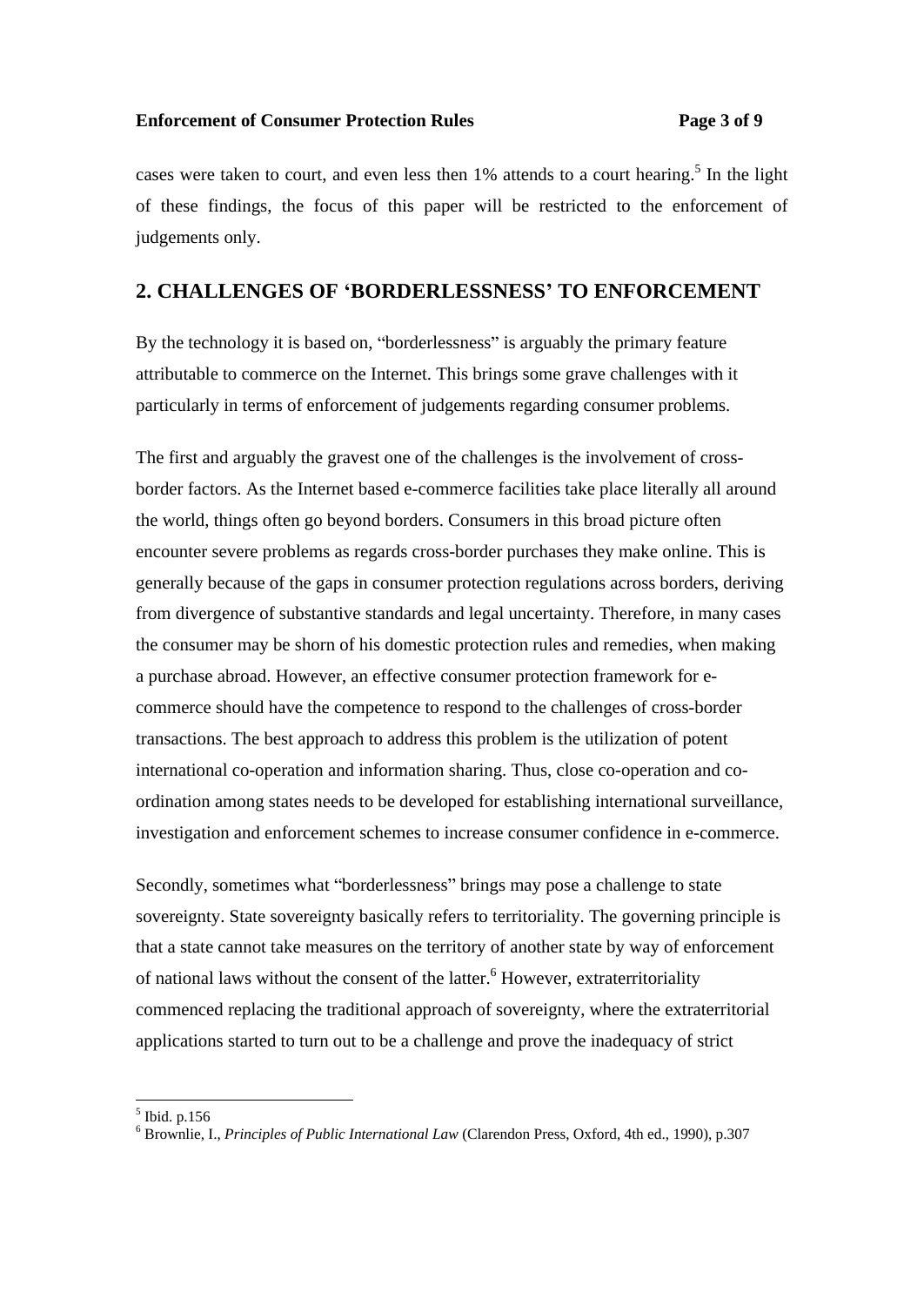cases were taken to court, and even less then 1% attends to a court hearing.[5] In the light of these findings, the focus of this paper will be restricted to the enforcement of judgements only.

## 2. CHALLENGES OF 'BORDERLESSNESS' TO ENFORCEMENT

By the technology it is based on, "borderlessness" is arguably the primary feature attributable to commerce on the Internet. This brings some grave challenges with it particularly in terms of enforcement of judgements regarding consumer problems.

The first and arguably the gravest one of the challenges is the involvement of cross-border factors. As the Internet based e-commerce facilities take place literally all around the world, things often go beyond borders. Consumers in this broad picture often encounter severe problems as regards cross-border purchases they make online. This is generally because of the gaps in consumer protection regulations across borders, deriving from divergence of substantive standards and legal uncertainty. Therefore, in many cases the consumer may be shorn of his domestic protection rules and remedies, when making a purchase abroad. However, an effective consumer protection framework for e-commerce should have the competence to respond to the challenges of cross-border transactions. The best approach to address this problem is the utilization of potent international co-operation and information sharing. Thus, close co-operation and co-ordination among states needs to be developed for establishing international surveillance, investigation and enforcement schemes to increase consumer confidence in e-commerce.

Secondly, sometimes what "borderlessness" brings may pose a challenge to state sovereignty. State sovereignty basically refers to territoriality. The governing principle is that a state cannot take measures on the territory of another state by way of enforcement of national laws without the consent of the latter.[6] However, extraterritoriality commenced replacing the traditional approach of sovereignty, where the extraterritorial applications started to turn out to be a challenge and prove the inadequacy of strict

---

[5] Ibid. p.156

[6] Brownlie, I., *Principles of Public International Law* (Clarendon Press, Oxford, 4th ed., 1990), p.307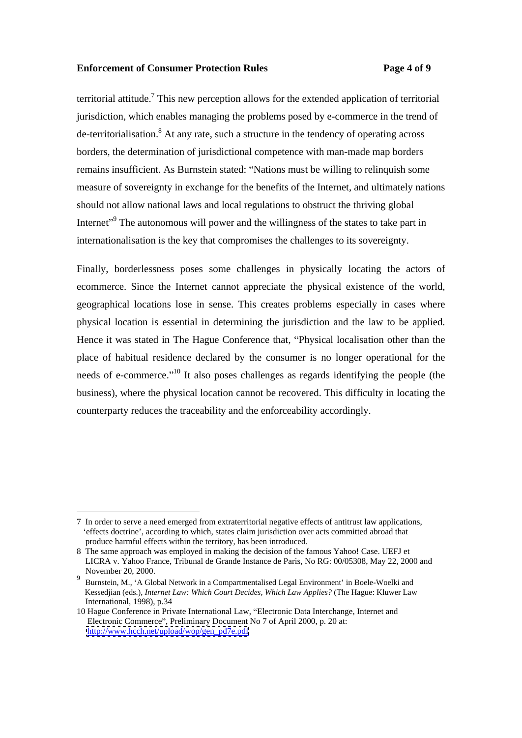territorial attitude.[7] This new perception allows for the extended application of territorial jurisdiction, which enables managing the problems posed by e-commerce in the trend of de-territorialisation.[8] At any rate, such a structure in the tendency of operating across borders, the determination of jurisdictional competence with man-made map borders remains insufficient. As Burnstein stated: "Nations must be willing to relinquish some measure of sovereignty in exchange for the benefits of the Internet, and ultimately nations should not allow national laws and local regulations to obstruct the thriving global Internet"[9] The autonomous will power and the willingness of the states to take part in internationalisation is the key that compromises the challenges to its sovereignty.

Finally, borderlessness poses some challenges in physically locating the actors of ecommerce. Since the Internet cannot appreciate the physical existence of the world, geographical locations lose in sense. This creates problems especially in cases where physical location is essential in determining the jurisdiction and the law to be applied. Hence it was stated in The Hague Conference that, "Physical localisation other than the place of habitual residence declared by the consumer is no longer operational for the needs of e-commerce."[10] It also poses challenges as regards identifying the people (the business), where the physical location cannot be recovered. This difficulty in locating the counterparty reduces the traceability and the enforceability accordingly.

---

7 In order to serve a need emerged from extraterritorial negative effects of antitrust law applications, 'effects doctrine', according to which, states claim jurisdiction over acts committed abroad that produce harmful effects within the territory, has been introduced.

8 The same approach was employed in making the decision of the famous Yahoo! Case. UEFJ et LICRA v. Yahoo France, Tribunal de Grande Instance de Paris, No RG: 00/05308, May 22, 2000 and November 20, 2000.

9 Burnstein, M., 'A Global Network in a Compartmentalised Legal Environment' in Boele-Woelki and Kessedjian (eds.), *Internet Law: Which Court Decides, Which Law Applies?* (The Hague: Kluwer Law International, 1998), p.34

10 Hague Conference in Private International Law, "Electronic Data Interchange, Internet and Electronic Commerce", Preliminary Document No 7 of April 2000, p. 20 at: http://www.hcch.net/upload/wop/gen_pd7e.pdf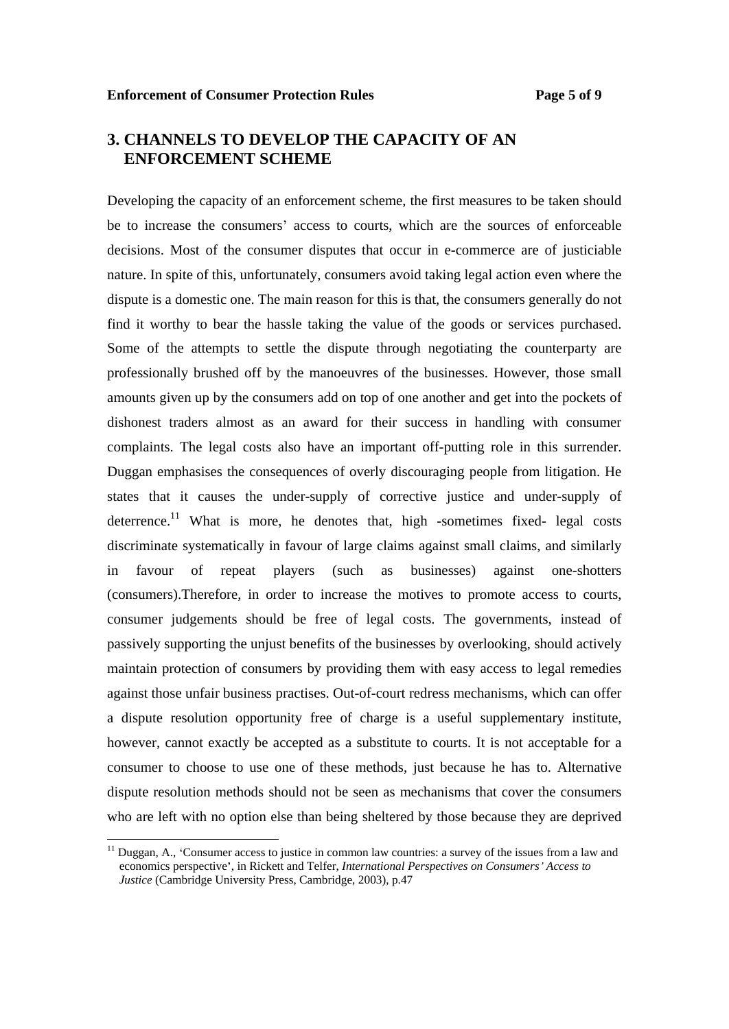## 3. CHANNELS TO DEVELOP THE CAPACITY OF AN ENFORCEMENT SCHEME

Developing the capacity of an enforcement scheme, the first measures to be taken should be to increase the consumers' access to courts, which are the sources of enforceable decisions. Most of the consumer disputes that occur in e-commerce are of justiciable nature. In spite of this, unfortunately, consumers avoid taking legal action even where the dispute is a domestic one. The main reason for this is that, the consumers generally do not find it worthy to bear the hassle taking the value of the goods or services purchased. Some of the attempts to settle the dispute through negotiating the counterparty are professionally brushed off by the manoeuvres of the businesses. However, those small amounts given up by the consumers add on top of one another and get into the pockets of dishonest traders almost as an award for their success in handling with consumer complaints. The legal costs also have an important off-putting role in this surrender. Duggan emphasises the consequences of overly discouraging people from litigation. He states that it causes the under-supply of corrective justice and under-supply of deterrence.[11] What is more, he denotes that, high -sometimes fixed- legal costs discriminate systematically in favour of large claims against small claims, and similarly in favour of repeat players (such as businesses) against one-shotters (consumers).Therefore, in order to increase the motives to promote access to courts, consumer judgements should be free of legal costs. The governments, instead of passively supporting the unjust benefits of the businesses by overlooking, should actively maintain protection of consumers by providing them with easy access to legal remedies against those unfair business practises. Out-of-court redress mechanisms, which can offer a dispute resolution opportunity free of charge is a useful supplementary institute, however, cannot exactly be accepted as a substitute to courts. It is not acceptable for a consumer to choose to use one of these methods, just because he has to. Alternative dispute resolution methods should not be seen as mechanisms that cover the consumers who are left with no option else than being sheltered by those because they are deprived

[11] Duggan, A., 'Consumer access to justice in common law countries: a survey of the issues from a law and economics perspective', in Rickett and Telfer, *International Perspectives on Consumers' Access to Justice* (Cambridge University Press, Cambridge, 2003), p.47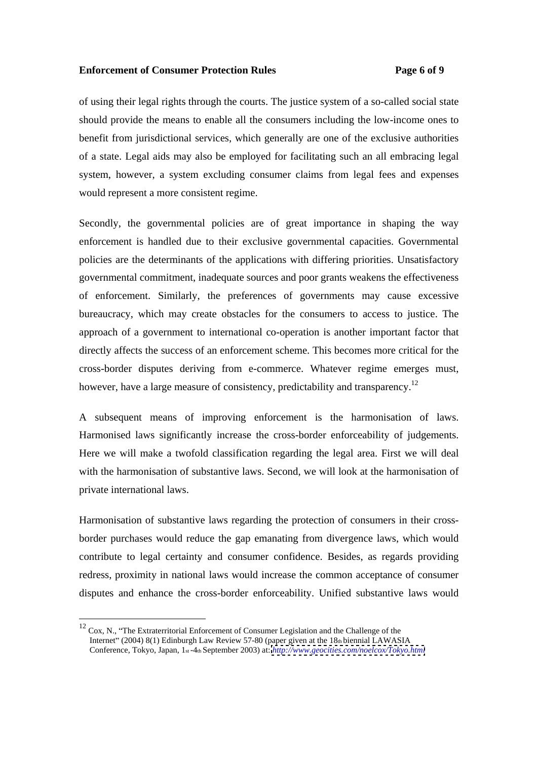of using their legal rights through the courts. The justice system of a so-called social state should provide the means to enable all the consumers including the low-income ones to benefit from jurisdictional services, which generally are one of the exclusive authorities of a state. Legal aids may also be employed for facilitating such an all embracing legal system, however, a system excluding consumer claims from legal fees and expenses would represent a more consistent regime.

Secondly, the governmental policies are of great importance in shaping the way enforcement is handled due to their exclusive governmental capacities. Governmental policies are the determinants of the applications with differing priorities. Unsatisfactory governmental commitment, inadequate sources and poor grants weakens the effectiveness of enforcement. Similarly, the preferences of governments may cause excessive bureaucracy, which may create obstacles for the consumers to access to justice. The approach of a government to international co-operation is another important factor that directly affects the success of an enforcement scheme. This becomes more critical for the cross-border disputes deriving from e-commerce. Whatever regime emerges must, however, have a large measure of consistency, predictability and transparency.[12]

A subsequent means of improving enforcement is the harmonisation of laws. Harmonised laws significantly increase the cross-border enforceability of judgements. Here we will make a twofold classification regarding the legal area. First we will deal with the harmonisation of substantive laws. Second, we will look at the harmonisation of private international laws.

Harmonisation of substantive laws regarding the protection of consumers in their cross-border purchases would reduce the gap emanating from divergence laws, which would contribute to legal certainty and consumer confidence. Besides, as regards providing redress, proximity in national laws would increase the common acceptance of consumer disputes and enhance the cross-border enforceability. Unified substantive laws would

---

[12] Cox, N., "The Extraterritorial Enforcement of Consumer Legislation and the Challenge of the Internet" (2004) 8(1) Edinburgh Law Review 57-80 (paper given at the 18th biennial LAWASIA Conference, Tokyo, Japan, 1st-4th September 2003) at: *http://www.geocities.com/noelcox/Tokyo.html*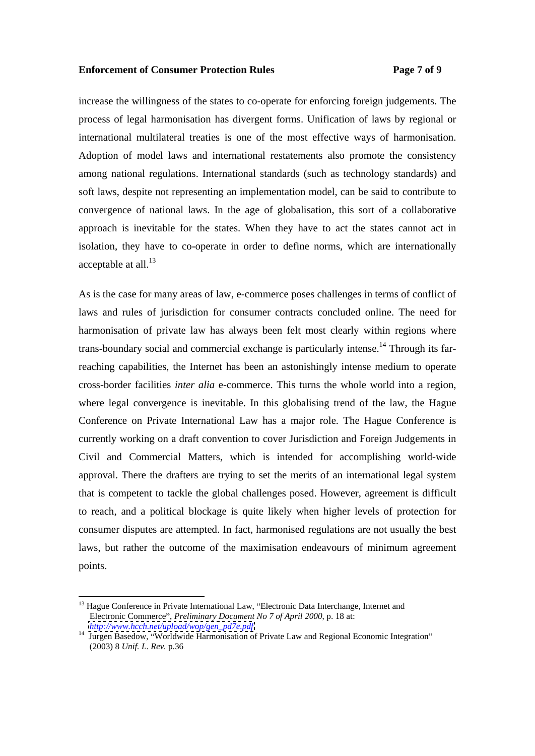increase the willingness of the states to co-operate for enforcing foreign judgements. The process of legal harmonisation has divergent forms. Unification of laws by regional or international multilateral treaties is one of the most effective ways of harmonisation. Adoption of model laws and international restatements also promote the consistency among national regulations. International standards (such as technology standards) and soft laws, despite not representing an implementation model, can be said to contribute to convergence of national laws. In the age of globalisation, this sort of a collaborative approach is inevitable for the states. When they have to act the states cannot act in isolation, they have to co-operate in order to define norms, which are internationally acceptable at all.[13]

As is the case for many areas of law, e-commerce poses challenges in terms of conflict of laws and rules of jurisdiction for consumer contracts concluded online. The need for harmonisation of private law has always been felt most clearly within regions where trans-boundary social and commercial exchange is particularly intense.[14] Through its far-reaching capabilities, the Internet has been an astonishingly intense medium to operate cross-border facilities *inter alia* e-commerce. This turns the whole world into a region, where legal convergence is inevitable. In this globalising trend of the law, the Hague Conference on Private International Law has a major role. The Hague Conference is currently working on a draft convention to cover Jurisdiction and Foreign Judgements in Civil and Commercial Matters, which is intended for accomplishing world-wide approval. There the drafters are trying to set the merits of an international legal system that is competent to tackle the global challenges posed. However, agreement is difficult to reach, and a political blockage is quite likely when higher levels of protection for consumer disputes are attempted. In fact, harmonised regulations are not usually the best laws, but rather the outcome of the maximisation endeavours of minimum agreement points.

---

[13] Hague Conference in Private International Law, "Electronic Data Interchange, Internet and Electronic Commerce", *Preliminary Document No 7 of April 2000*, p. 18 at: http://www.hcch.net/upload/wop/gen_pd7e.pdf

[14] Jurgen Basedow, "Worldwide Harmonisation of Private Law and Regional Economic Integration" (2003) 8 *Unif. L. Rev.* p.36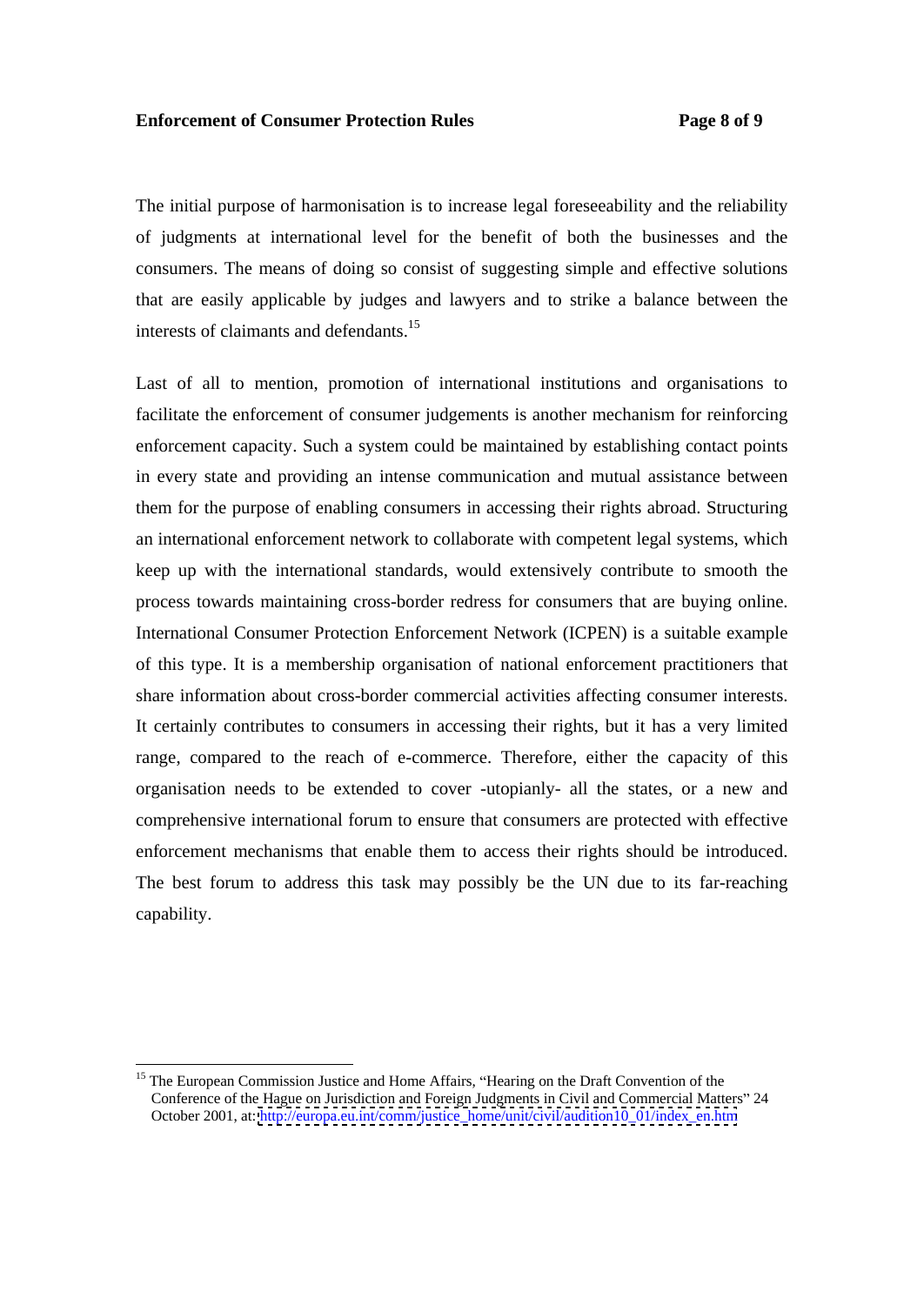The initial purpose of harmonisation is to increase legal foreseeability and the reliability of judgments at international level for the benefit of both the businesses and the consumers. The means of doing so consist of suggesting simple and effective solutions that are easily applicable by judges and lawyers and to strike a balance between the interests of claimants and defendants.[15]

Last of all to mention, promotion of international institutions and organisations to facilitate the enforcement of consumer judgements is another mechanism for reinforcing enforcement capacity. Such a system could be maintained by establishing contact points in every state and providing an intense communication and mutual assistance between them for the purpose of enabling consumers in accessing their rights abroad. Structuring an international enforcement network to collaborate with competent legal systems, which keep up with the international standards, would extensively contribute to smooth the process towards maintaining cross-border redress for consumers that are buying online. International Consumer Protection Enforcement Network (ICPEN) is a suitable example of this type. It is a membership organisation of national enforcement practitioners that share information about cross-border commercial activities affecting consumer interests. It certainly contributes to consumers in accessing their rights, but it has a very limited range, compared to the reach of e-commerce. Therefore, either the capacity of this organisation needs to be extended to cover -utopianly- all the states, or a new and comprehensive international forum to ensure that consumers are protected with effective enforcement mechanisms that enable them to access their rights should be introduced. The best forum to address this task may possibly be the UN due to its far-reaching capability.

---

[15] The European Commission Justice and Home Affairs, "Hearing on the Draft Convention of the Conference of the Hague on Jurisdiction and Foreign Judgments in Civil and Commercial Matters" 24 October 2001, at: http://europa.eu.int/comm/justice_home/unit/civil/audition10_01/index_en.htm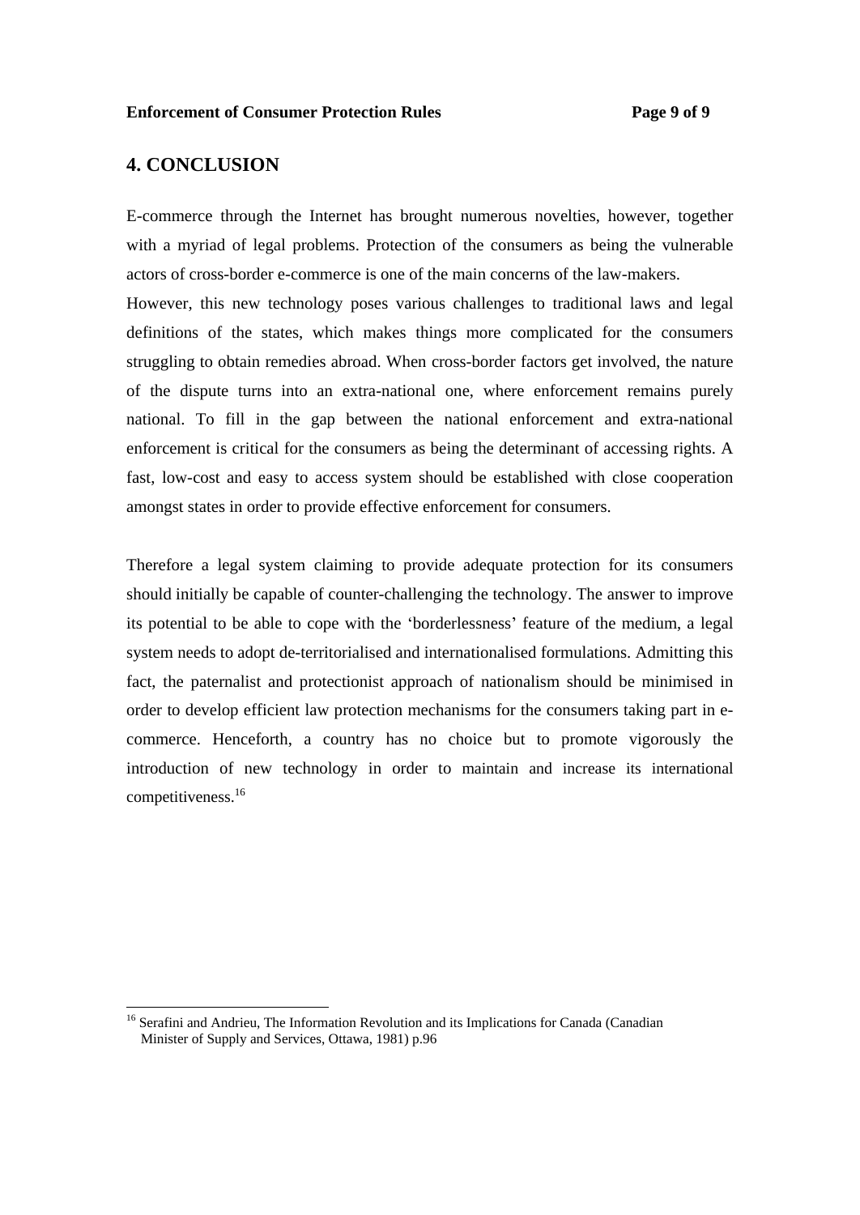## 4. CONCLUSION

E-commerce through the Internet has brought numerous novelties, however, together with a myriad of legal problems. Protection of the consumers as being the vulnerable actors of cross-border e-commerce is one of the main concerns of the law-makers.
However, this new technology poses various challenges to traditional laws and legal definitions of the states, which makes things more complicated for the consumers struggling to obtain remedies abroad. When cross-border factors get involved, the nature of the dispute turns into an extra-national one, where enforcement remains purely national. To fill in the gap between the national enforcement and extra-national enforcement is critical for the consumers as being the determinant of accessing rights. A fast, low-cost and easy to access system should be established with close cooperation amongst states in order to provide effective enforcement for consumers.

Therefore a legal system claiming to provide adequate protection for its consumers should initially be capable of counter-challenging the technology. The answer to improve its potential to be able to cope with the 'borderlessness' feature of the medium, a legal system needs to adopt de-territorialised and internationalised formulations. Admitting this fact, the paternalist and protectionist approach of nationalism should be minimised in order to develop efficient law protection mechanisms for the consumers taking part in e-commerce. Henceforth, a country has no choice but to promote vigorously the introduction of new technology in order to maintain and increase its international competitiveness.[16]

[16] Serafini and Andrieu, The Information Revolution and its Implications for Canada (Canadian Minister of Supply and Services, Ottawa, 1981) p.96